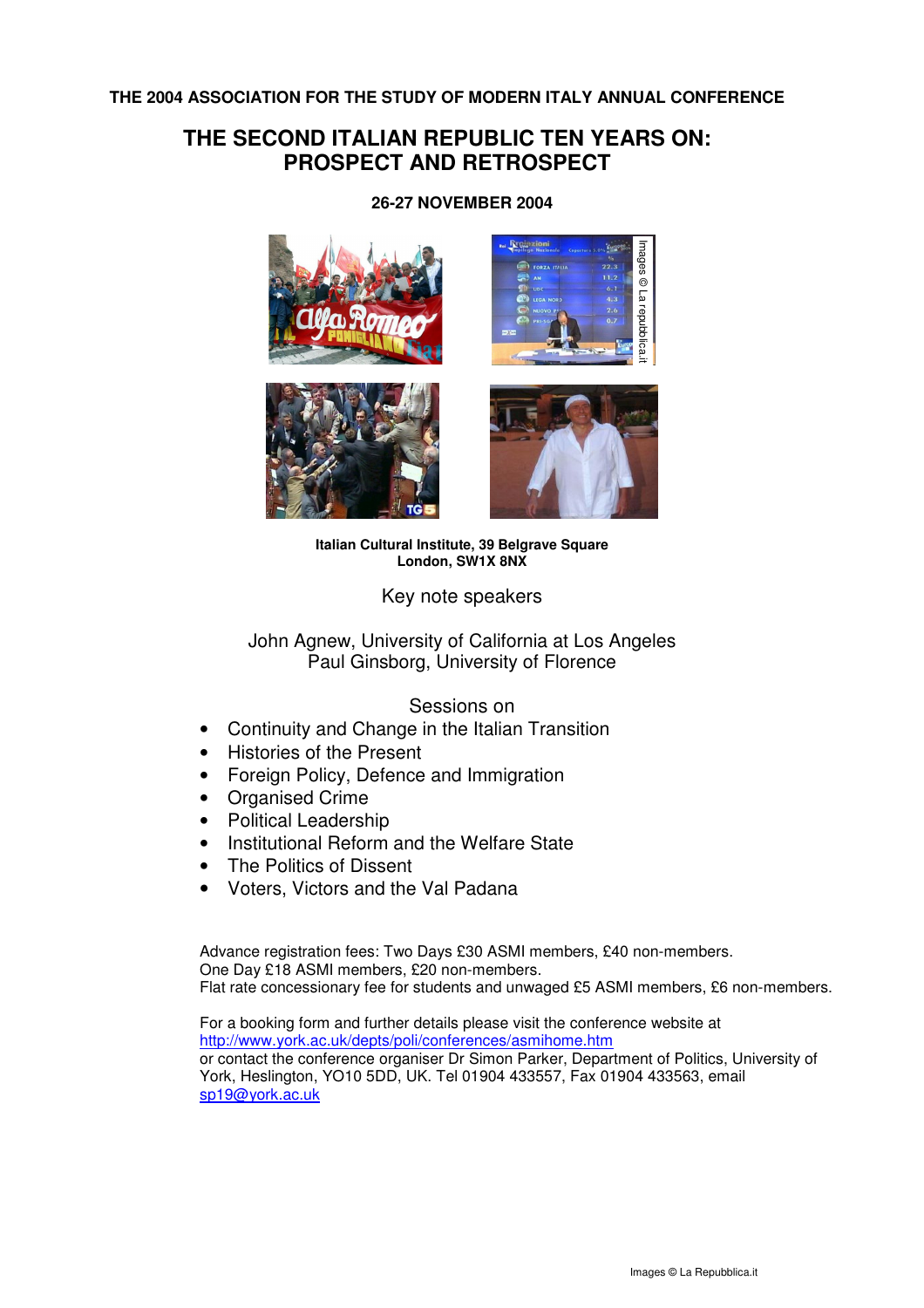**THE 2004 ASSOCIATION FOR THE STUDY OF MODERN ITALY ANNUAL CONFERENCE**

# THE SECOND ITALIAN REPUBLIC TEN YEARS ON: PROSPECT AND RETROSPECT

**26-27 NOVEMBER 2004**

**Italian Cultural Institute, 39 Belgrave Square**
**London, SW1X 8NX**

Key note speakers

John Agnew, University of California at Los Angeles
Paul Ginsborg, University of Florence

Sessions on

- Continuity and Change in the Italian Transition
- Histories of the Present
- Foreign Policy, Defence and Immigration
- Organised Crime
- Political Leadership
- Institutional Reform and the Welfare State
- The Politics of Dissent
- Voters, Victors and the Val Padana

Advance registration fees: Two Days £30 ASMI members, £40 non-members.
One Day £18 ASMI members, £20 non-members.
Flat rate concessionary fee for students and unwaged £5 ASMI members, £6 non-members.

For a booking form and further details please visit the conference website at
http://www.york.ac.uk/depts/poli/conferences/asmihome.htm
or contact the conference organiser Dr Simon Parker, Department of Politics, University of York, Heslington, YO10 5DD, UK. Tel 01904 433557, Fax 01904 433563, email
sp19@york.ac.uk

Images © La Repubblica.it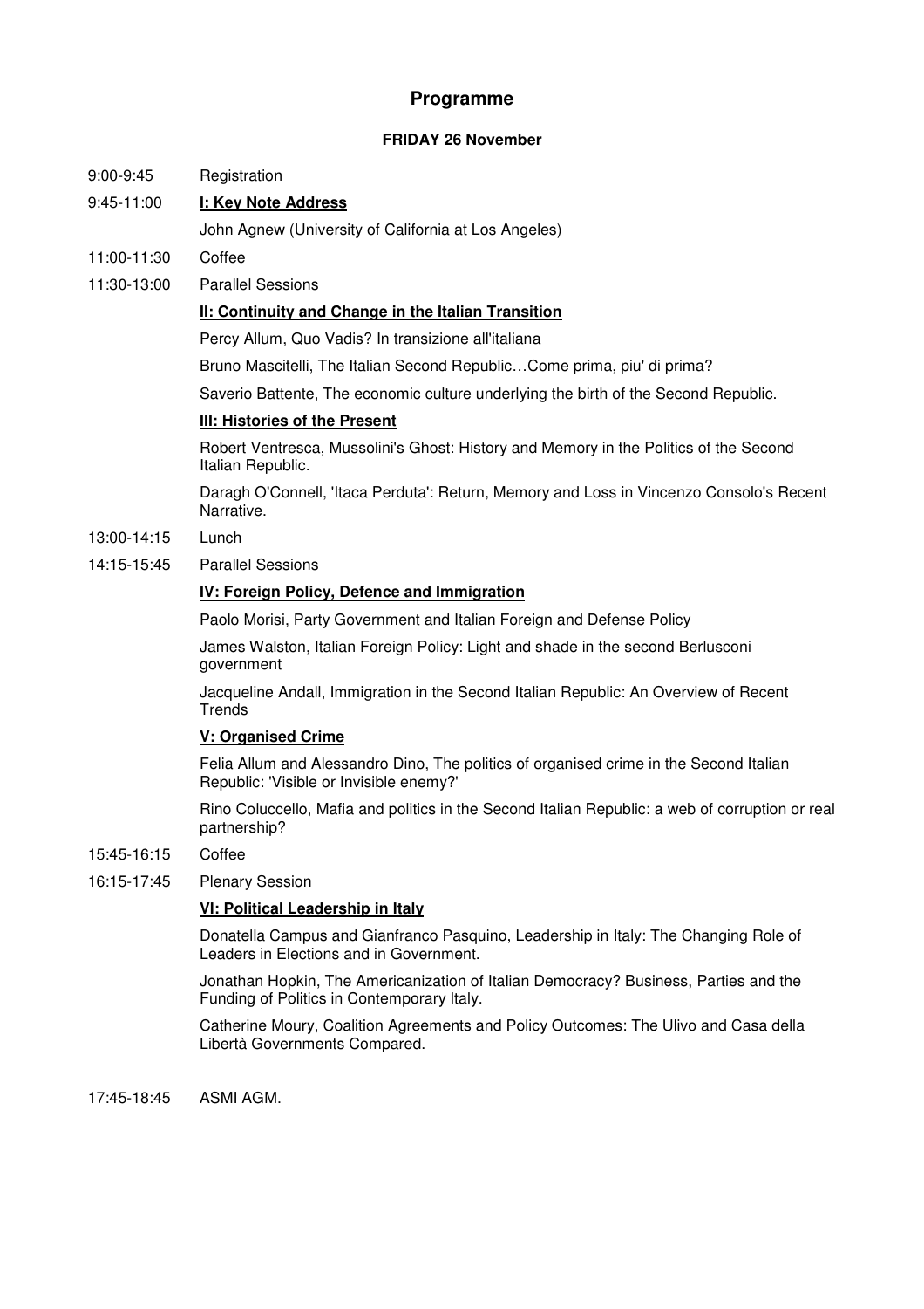# Programme

### FRIDAY 26 November

9:00-9:45 Registration

9:45-11:00 **I: Key Note Address**

John Agnew (University of California at Los Angeles)

11:00-11:30 Coffee

11:30-13:00 Parallel Sessions

**II: Continuity and Change in the Italian Transition**

Percy Allum, Quo Vadis? In transizione all'italiana

Bruno Mascitelli, The Italian Second Republic…Come prima, piu' di prima?

Saverio Battente, The economic culture underlying the birth of the Second Republic.

**III: Histories of the Present**

Robert Ventresca, Mussolini's Ghost: History and Memory in the Politics of the Second Italian Republic.

Daragh O'Connell, 'Itaca Perduta': Return, Memory and Loss in Vincenzo Consolo's Recent Narrative.

13:00-14:15 Lunch

14:15-15:45 Parallel Sessions

**IV: Foreign Policy, Defence and Immigration**

Paolo Morisi, Party Government and Italian Foreign and Defense Policy

James Walston, Italian Foreign Policy: Light and shade in the second Berlusconi government

Jacqueline Andall, Immigration in the Second Italian Republic: An Overview of Recent Trends

**V: Organised Crime**

Felia Allum and Alessandro Dino, The politics of organised crime in the Second Italian Republic: 'Visible or Invisible enemy?'

Rino Coluccello, Mafia and politics in the Second Italian Republic: a web of corruption or real partnership?

15:45-16:15 Coffee

16:15-17:45 Plenary Session

**VI: Political Leadership in Italy**

Donatella Campus and Gianfranco Pasquino, Leadership in Italy: The Changing Role of Leaders in Elections and in Government.

Jonathan Hopkin, The Americanization of Italian Democracy? Business, Parties and the Funding of Politics in Contemporary Italy.

Catherine Moury, Coalition Agreements and Policy Outcomes: The Ulivo and Casa della Libertà Governments Compared.

17:45-18:45 ASMI AGM.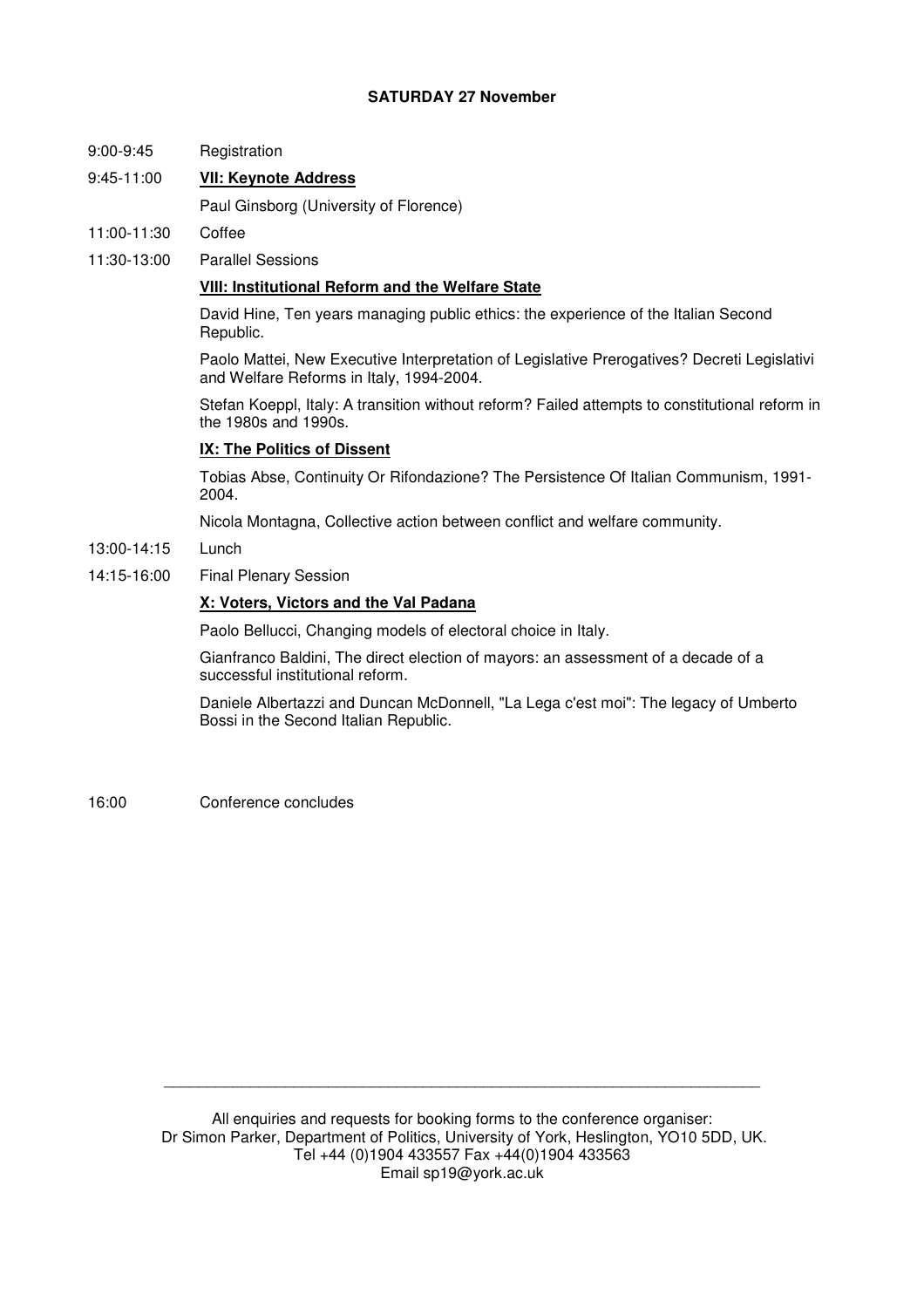**SATURDAY 27 November**

9:00-9:45 Registration

9:45-11:00 **VII: Keynote Address**

Paul Ginsborg (University of Florence)

11:00-11:30 Coffee

11:30-13:00 Parallel Sessions

**VIII: Institutional Reform and the Welfare State**

David Hine, Ten years managing public ethics: the experience of the Italian Second Republic.

Paolo Mattei, New Executive Interpretation of Legislative Prerogatives? Decreti Legislativi and Welfare Reforms in Italy, 1994-2004.

Stefan Koeppl, Italy: A transition without reform? Failed attempts to constitutional reform in the 1980s and 1990s.

**IX: The Politics of Dissent**

Tobias Abse, Continuity Or Rifondazione? The Persistence Of Italian Communism, 1991-2004.

Nicola Montagna, Collective action between conflict and welfare community.

13:00-14:15 Lunch

14:15-16:00 Final Plenary Session

**X: Voters, Victors and the Val Padana**

Paolo Bellucci, Changing models of electoral choice in Italy.

Gianfranco Baldini, The direct election of mayors: an assessment of a decade of a successful institutional reform.

Daniele Albertazzi and Duncan McDonnell, "La Lega c'est moi": The legacy of Umberto Bossi in the Second Italian Republic.

16:00 Conference concludes

---

All enquiries and requests for booking forms to the conference organiser:
Dr Simon Parker, Department of Politics, University of York, Heslington, YO10 5DD, UK.
Tel +44 (0)1904 433557 Fax +44(0)1904 433563
Email sp19@york.ac.uk